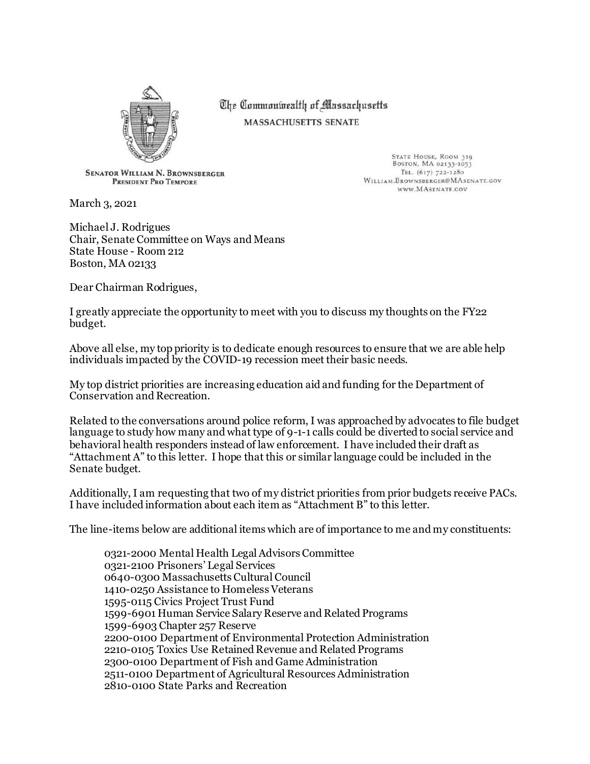The Commonwealth of Massachusetts

MASSACHUSETTS SENATE

SENATOR WILLIAM N. BROWNSBERGER
PRESIDENT PRO TEMPORE

STATE HOUSE, ROOM 319
BOSTON, MA 02133-1053
TEL. (617) 722-1280
WILLIAM.BROWNSBERGER@MASENATE.GOV
WWW.MASENATE.GOV

March 3, 2021

Michael J. Rodrigues
Chair, Senate Committee on Ways and Means
State House - Room 212
Boston, MA 02133

Dear Chairman Rodrigues,

I greatly appreciate the opportunity to meet with you to discuss my thoughts on the FY22 budget.

Above all else, my top priority is to dedicate enough resources to ensure that we are able help individuals impacted by the COVID-19 recession meet their basic needs.

My top district priorities are increasing education aid and funding for the Department of Conservation and Recreation.

Related to the conversations around police reform, I was approached by advocates to file budget language to study how many and what type of 9-1-1 calls could be diverted to social service and behavioral health responders instead of law enforcement. I have included their draft as "Attachment A" to this letter. I hope that this or similar language could be included in the Senate budget.

Additionally, I am requesting that two of my district priorities from prior budgets receive PACs. I have included information about each item as "Attachment B" to this letter.

The line-items below are additional items which are of importance to me and my constituents:

- 0321-2000 Mental Health Legal Advisors Committee
- 0321-2100 Prisoners' Legal Services
- 0640-0300 Massachusetts Cultural Council
- 1410-0250 Assistance to Homeless Veterans
- 1595-0115 Civics Project Trust Fund
- 1599-6901 Human Service Salary Reserve and Related Programs
- 1599-6903 Chapter 257 Reserve
- 2200-0100 Department of Environmental Protection Administration
- 2210-0105 Toxics Use Retained Revenue and Related Programs
- 2300-0100 Department of Fish and Game Administration
- 2511-0100 Department of Agricultural Resources Administration
- 2810-0100 State Parks and Recreation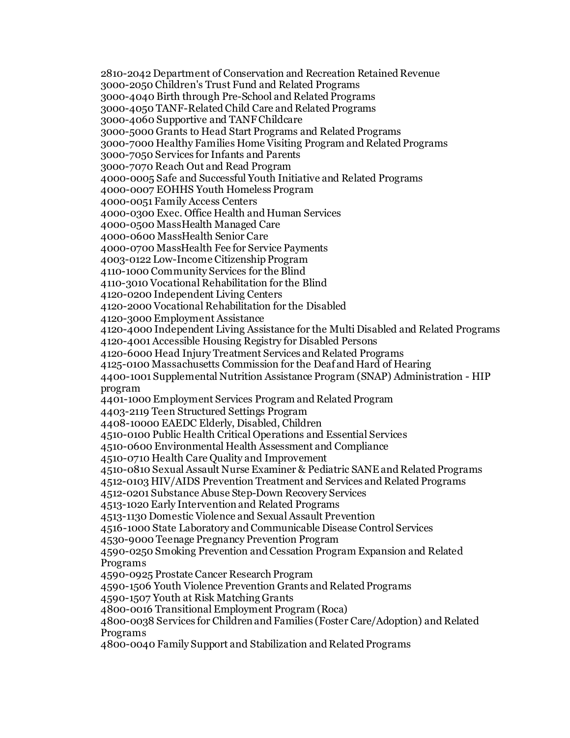2810-2042 Department of Conservation and Recreation Retained Revenue
3000-2050 Children's Trust Fund and Related Programs
3000-4040 Birth through Pre-School and Related Programs
3000-4050 TANF-Related Child Care and Related Programs
3000-4060 Supportive and TANF Childcare
3000-5000 Grants to Head Start Programs and Related Programs
3000-7000 Healthy Families Home Visiting Program and Related Programs
3000-7050 Services for Infants and Parents
3000-7070 Reach Out and Read Program
4000-0005 Safe and Successful Youth Initiative and Related Programs
4000-0007 EOHHS Youth Homeless Program
4000-0051 Family Access Centers
4000-0300 Exec. Office Health and Human Services
4000-0500 MassHealth Managed Care
4000-0600 MassHealth Senior Care
4000-0700 MassHealth Fee for Service Payments
4003-0122 Low-Income Citizenship Program
4110-1000 Community Services for the Blind
4110-3010 Vocational Rehabilitation for the Blind
4120-0200 Independent Living Centers
4120-2000 Vocational Rehabilitation for the Disabled
4120-3000 Employment Assistance
4120-4000 Independent Living Assistance for the Multi Disabled and Related Programs
4120-4001 Accessible Housing Registry for Disabled Persons
4120-6000 Head Injury Treatment Services and Related Programs
4125-0100 Massachusetts Commission for the Deaf and Hard of Hearing
4400-1001 Supplemental Nutrition Assistance Program (SNAP) Administration - HIP program
4401-1000 Employment Services Program and Related Program
4403-2119 Teen Structured Settings Program
4408-10000 EAEDC Elderly, Disabled, Children
4510-0100 Public Health Critical Operations and Essential Services
4510-0600 Environmental Health Assessment and Compliance
4510-0710 Health Care Quality and Improvement
4510-0810 Sexual Assault Nurse Examiner & Pediatric SANE and Related Programs
4512-0103 HIV/AIDS Prevention Treatment and Services and Related Programs
4512-0201 Substance Abuse Step-Down Recovery Services
4513-1020 Early Intervention and Related Programs
4513-1130 Domestic Violence and Sexual Assault Prevention
4516-1000 State Laboratory and Communicable Disease Control Services
4530-9000 Teenage Pregnancy Prevention Program
4590-0250 Smoking Prevention and Cessation Program Expansion and Related Programs
4590-0925 Prostate Cancer Research Program
4590-1506 Youth Violence Prevention Grants and Related Programs
4590-1507 Youth at Risk Matching Grants
4800-0016 Transitional Employment Program (Roca)
4800-0038 Services for Children and Families (Foster Care/Adoption) and Related Programs
4800-0040 Family Support and Stabilization and Related Programs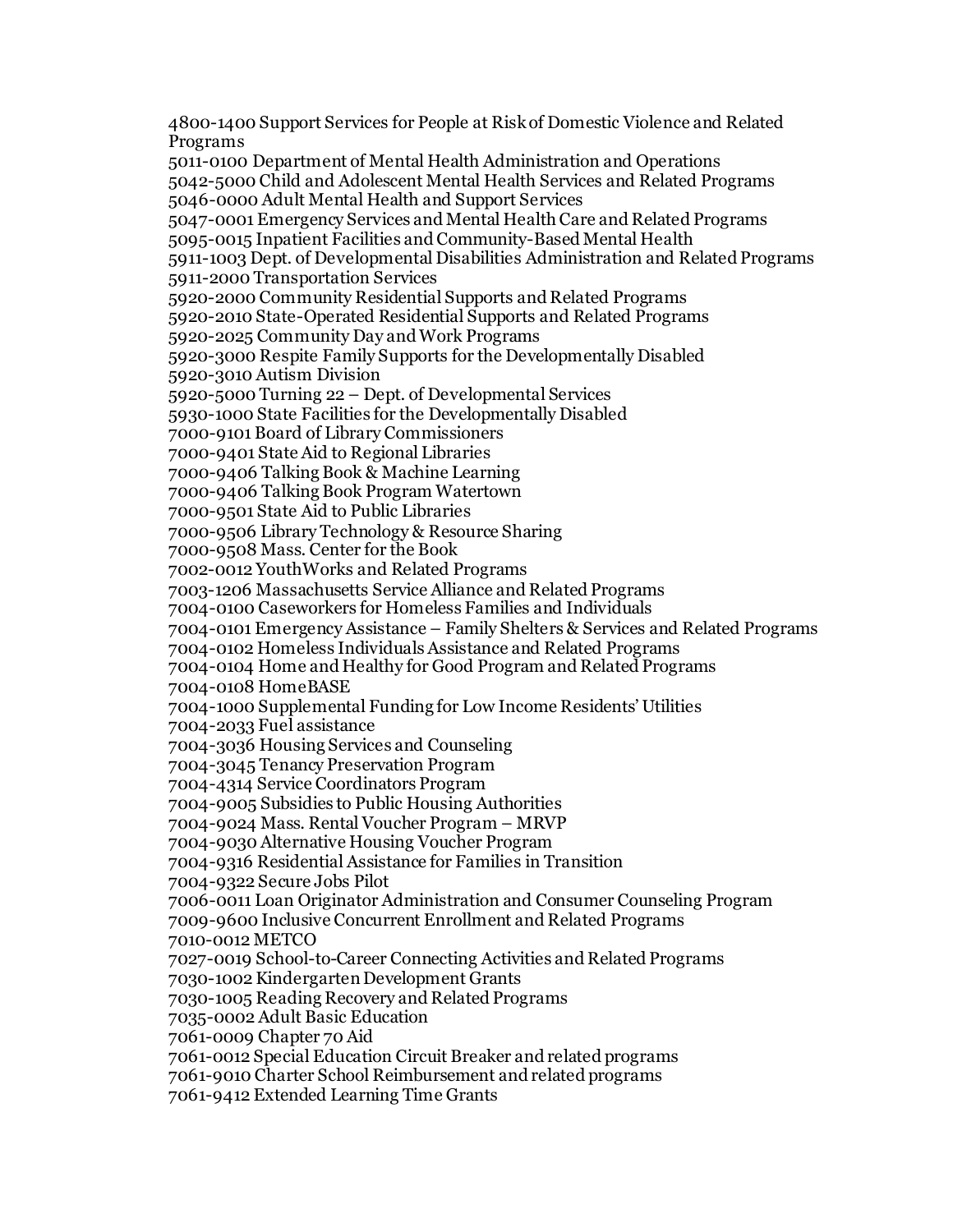4800-1400 Support Services for People at Risk of Domestic Violence and Related Programs
5011-0100 Department of Mental Health Administration and Operations
5042-5000 Child and Adolescent Mental Health Services and Related Programs
5046-0000 Adult Mental Health and Support Services
5047-0001 Emergency Services and Mental Health Care and Related Programs
5095-0015 Inpatient Facilities and Community-Based Mental Health
5911-1003 Dept. of Developmental Disabilities Administration and Related Programs
5911-2000 Transportation Services
5920-2000 Community Residential Supports and Related Programs
5920-2010 State-Operated Residential Supports and Related Programs
5920-2025 Community Day and Work Programs
5920-3000 Respite Family Supports for the Developmentally Disabled
5920-3010 Autism Division
5920-5000 Turning 22 – Dept. of Developmental Services
5930-1000 State Facilities for the Developmentally Disabled
7000-9101 Board of Library Commissioners
7000-9401 State Aid to Regional Libraries
7000-9406 Talking Book & Machine Learning
7000-9406 Talking Book Program Watertown
7000-9501 State Aid to Public Libraries
7000-9506 Library Technology & Resource Sharing
7000-9508 Mass. Center for the Book
7002-0012 YouthWorks and Related Programs
7003-1206 Massachusetts Service Alliance and Related Programs
7004-0100 Caseworkers for Homeless Families and Individuals
7004-0101 Emergency Assistance – Family Shelters & Services and Related Programs
7004-0102 Homeless Individuals Assistance and Related Programs
7004-0104 Home and Healthy for Good Program and Related Programs
7004-0108 HomeBASE
7004-1000 Supplemental Funding for Low Income Residents' Utilities
7004-2033 Fuel assistance
7004-3036 Housing Services and Counseling
7004-3045 Tenancy Preservation Program
7004-4314 Service Coordinators Program
7004-9005 Subsidies to Public Housing Authorities
7004-9024 Mass. Rental Voucher Program – MRVP
7004-9030 Alternative Housing Voucher Program
7004-9316 Residential Assistance for Families in Transition
7004-9322 Secure Jobs Pilot
7006-0011 Loan Originator Administration and Consumer Counseling Program
7009-9600 Inclusive Concurrent Enrollment and Related Programs
7010-0012 METCO
7027-0019 School-to-Career Connecting Activities and Related Programs
7030-1002 Kindergarten Development Grants
7030-1005 Reading Recovery and Related Programs
7035-0002 Adult Basic Education
7061-0009 Chapter 70 Aid
7061-0012 Special Education Circuit Breaker and related programs
7061-9010 Charter School Reimbursement and related programs
7061-9412 Extended Learning Time Grants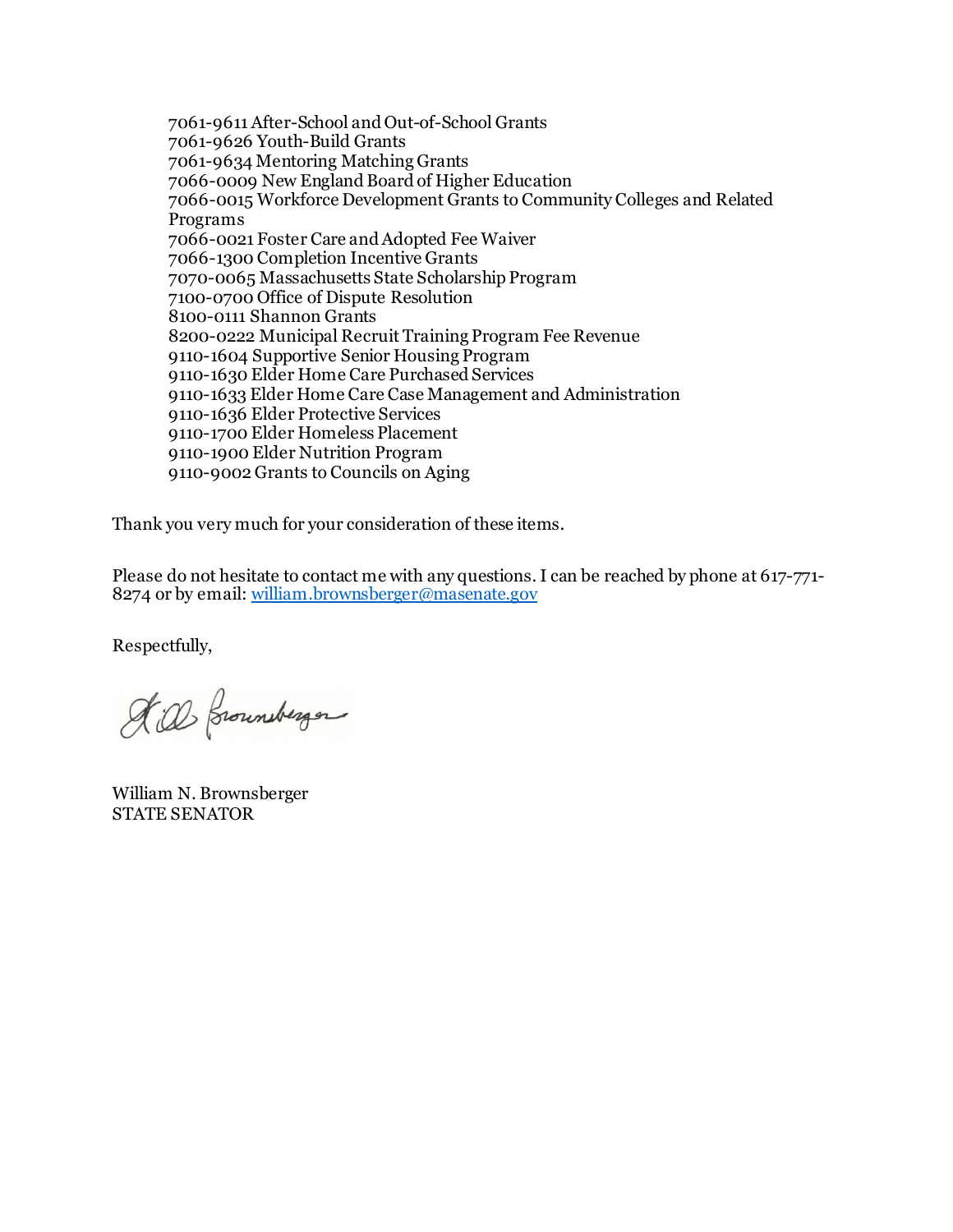7061-9611 After-School and Out-of-School Grants
7061-9626 Youth-Build Grants
7061-9634 Mentoring Matching Grants
7066-0009 New England Board of Higher Education
7066-0015 Workforce Development Grants to Community Colleges and Related Programs
7066-0021 Foster Care and Adopted Fee Waiver
7066-1300 Completion Incentive Grants
7070-0065 Massachusetts State Scholarship Program
7100-0700 Office of Dispute Resolution
8100-0111 Shannon Grants
8200-0222 Municipal Recruit Training Program Fee Revenue
9110-1604 Supportive Senior Housing Program
9110-1630 Elder Home Care Purchased Services
9110-1633 Elder Home Care Case Management and Administration
9110-1636 Elder Protective Services
9110-1700 Elder Homeless Placement
9110-1900 Elder Nutrition Program
9110-9002 Grants to Councils on Aging

Thank you very much for your consideration of these items.

Please do not hesitate to contact me with any questions. I can be reached by phone at 617-771-8274 or by email: william.brownsberger@masenate.gov

Respectfully,

William N. Brownsberger
STATE SENATOR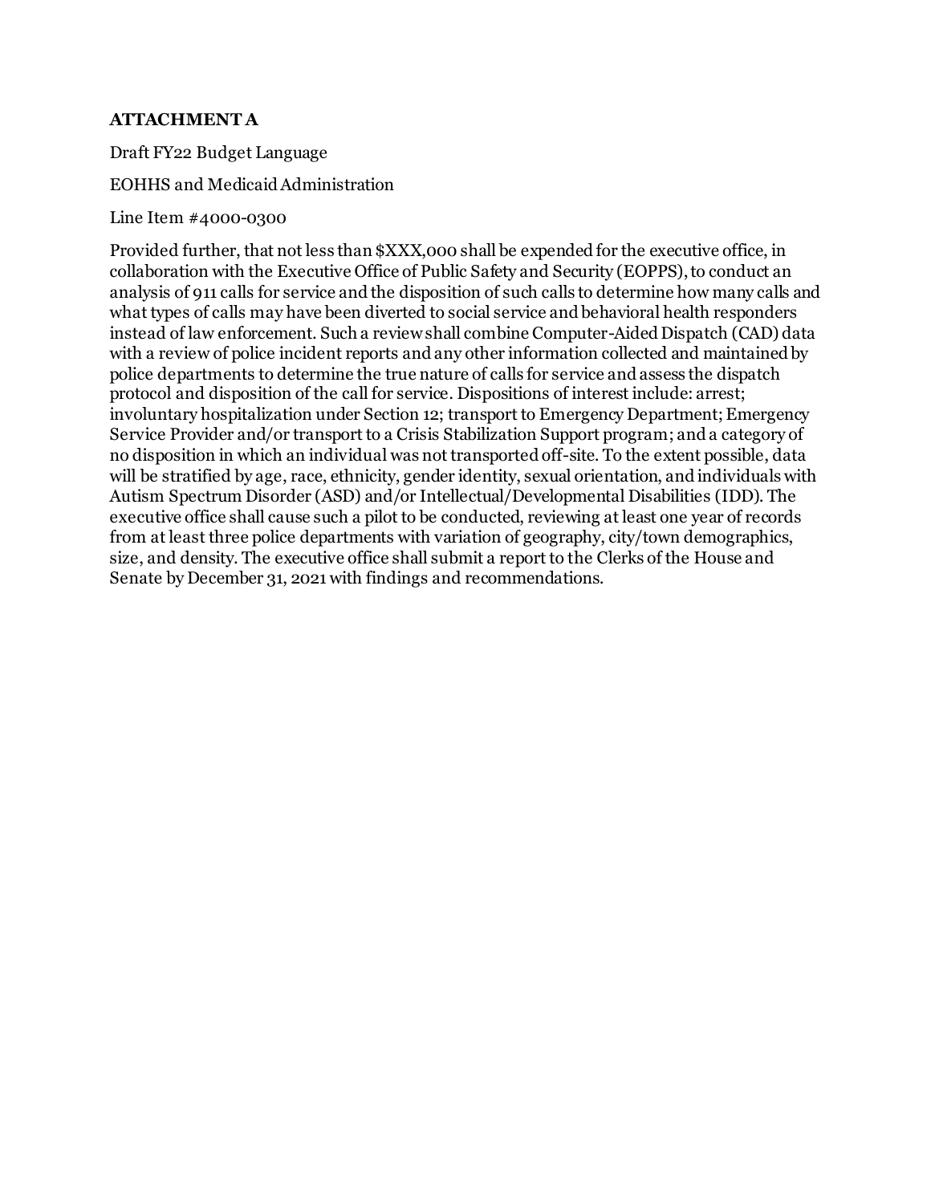**ATTACHMENT A**

Draft FY22 Budget Language

EOHHS and Medicaid Administration

Line Item #4000-0300

Provided further, that not less than $XXX,000 shall be expended for the executive office, in collaboration with the Executive Office of Public Safety and Security (EOPPS), to conduct an analysis of 911 calls for service and the disposition of such calls to determine how many calls and what types of calls may have been diverted to social service and behavioral health responders instead of law enforcement. Such a review shall combine Computer-Aided Dispatch (CAD) data with a review of police incident reports and any other information collected and maintained by police departments to determine the true nature of calls for service and assess the dispatch protocol and disposition of the call for service. Dispositions of interest include: arrest; involuntary hospitalization under Section 12; transport to Emergency Department; Emergency Service Provider and/or transport to a Crisis Stabilization Support program; and a category of no disposition in which an individual was not transported off-site. To the extent possible, data will be stratified by age, race, ethnicity, gender identity, sexual orientation, and individuals with Autism Spectrum Disorder (ASD) and/or Intellectual/Developmental Disabilities (IDD). The executive office shall cause such a pilot to be conducted, reviewing at least one year of records from at least three police departments with variation of geography, city/town demographics, size, and density. The executive office shall submit a report to the Clerks of the House and Senate by December 31, 2021 with findings and recommendations.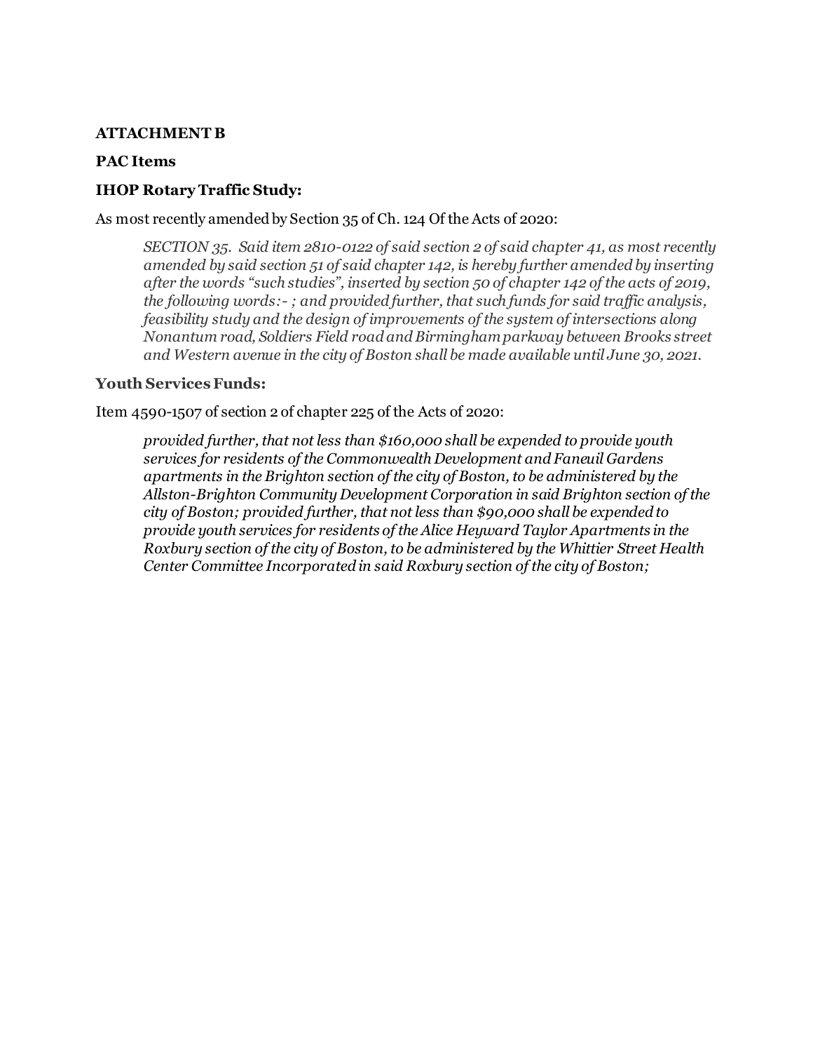**ATTACHMENT B**

**PAC Items**

**IHOP Rotary Traffic Study:**

As most recently amended by Section 35 of Ch. 124 Of the Acts of 2020:

> *SECTION 35. Said item 2810-0122 of said section 2 of said chapter 41, as most recently amended by said section 51 of said chapter 142, is hereby further amended by inserting after the words "such studies", inserted by section 50 of chapter 142 of the acts of 2019, the following words:- ; and provided further, that such funds for said traffic analysis, feasibility study and the design of improvements of the system of intersections along Nonantum road, Soldiers Field road and Birmingham parkway between Brooks street and Western avenue in the city of Boston shall be made available until June 30, 2021.*

**Youth Services Funds:**

Item 4590-1507 of section 2 of chapter 225 of the Acts of 2020:

> *provided further, that not less than $160,000 shall be expended to provide youth services for residents of the Commonwealth Development and Faneuil Gardens apartments in the Brighton section of the city of Boston, to be administered by the Allston-Brighton Community Development Corporation in said Brighton section of the city of Boston; provided further, that not less than $90,000 shall be expended to provide youth services for residents of the Alice Heyward Taylor Apartments in the Roxbury section of the city of Boston, to be administered by the Whittier Street Health Center Committee Incorporated in said Roxbury section of the city of Boston;*